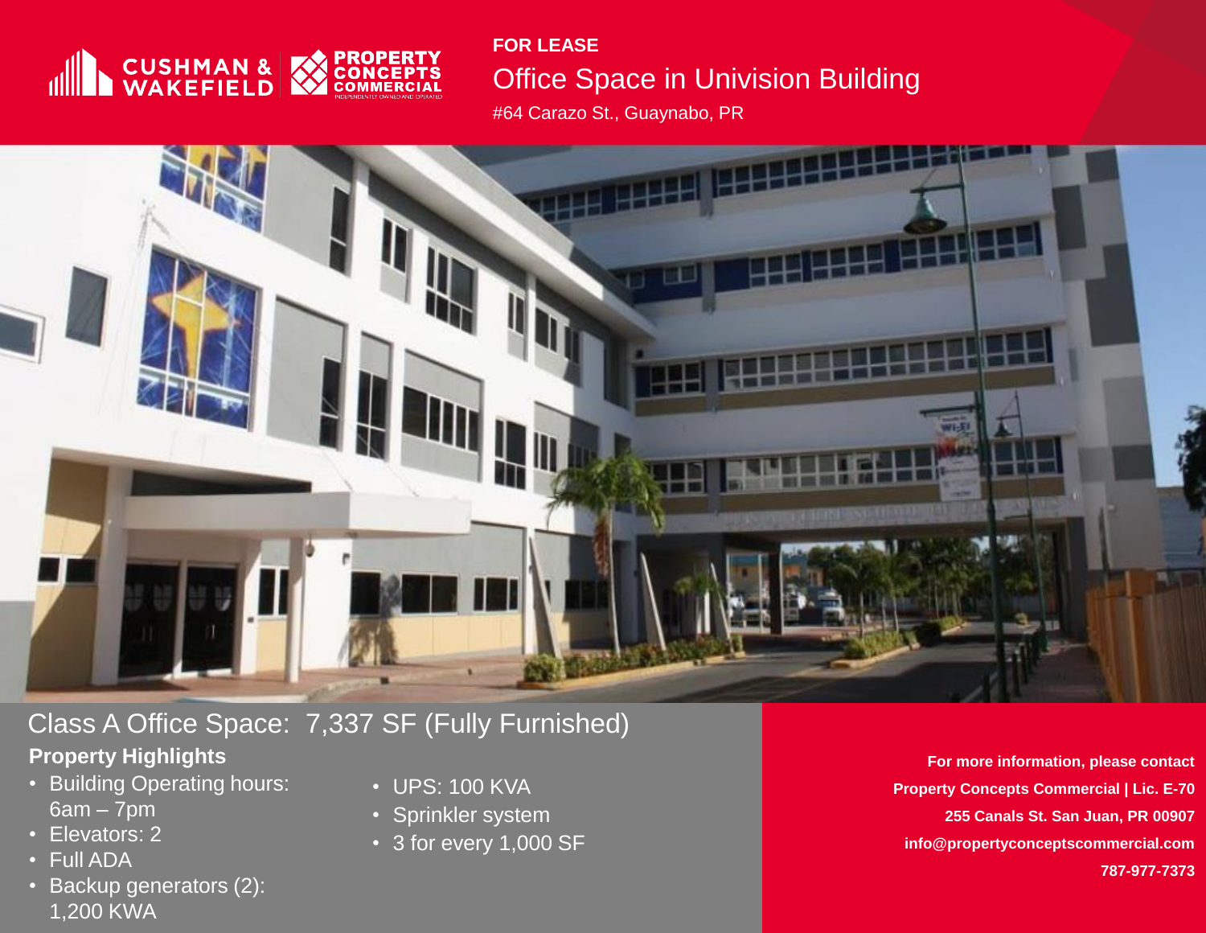CUSHMAN & WAKEFIELD | PROPERTY CONCEPTS COMMERCIAL
INDEPENDENTLY OWNED AND OPERATED

**FOR LEASE**

# Office Space in Univision Building

#64 Carazo St., Guaynabo, PR

## Class A Office Space: 7,337 SF (Fully Furnished)

### Property Highlights

- Building Operating hours: 6am – 7pm
- Elevators: 2
- Full ADA
- Backup generators (2): 1,200 KWA
- UPS: 100 KVA
- Sprinkler system
- 3 for every 1,000 SF

**For more information, please contact**
**Property Concepts Commercial | Lic. E-70**
**255 Canals St. San Juan, PR 00907**
**info@propertyconceptscommercial.com**
**787-977-7373**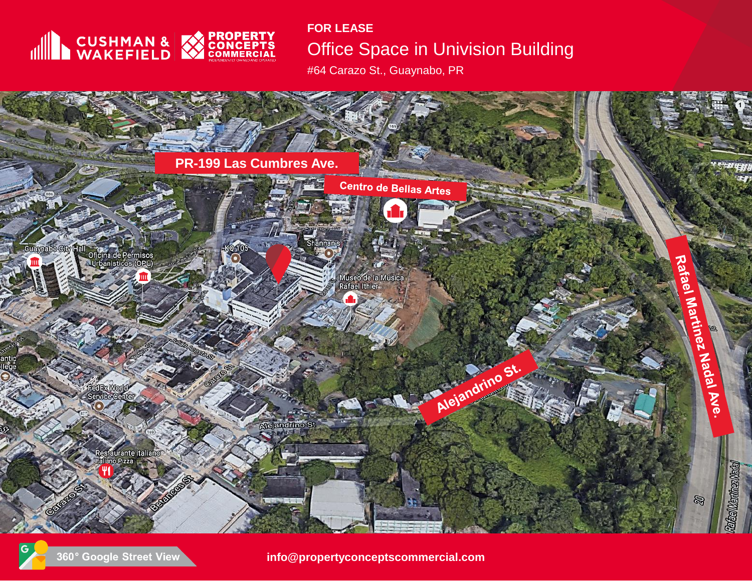CUSHMAN & WAKEFIELD | PROPERTY CONCEPTS COMMERCIAL

INDEPENDENTLY OWNED AND OPERATED

**FOR LEASE**

## Office Space in Univision Building

#64 Carazo St., Guaynabo, PR

PR-199 Las Cumbres Ave.

Centro de Bellas Artes

Guaynabo City Hall

Oficina de Permisos Urbanisticos (OPU)

KQ 105

Shannanis

Museo de la Música Rafael Ithier

Rafael Martínez Nadal Ave.

Alejandrino St.

FedEx World Service Center

Restaurante Italiano Italiano Pizza

Carazo St

Betances St

Julián Acosta St

360° Google Street View

info@propertyconceptscommercial.com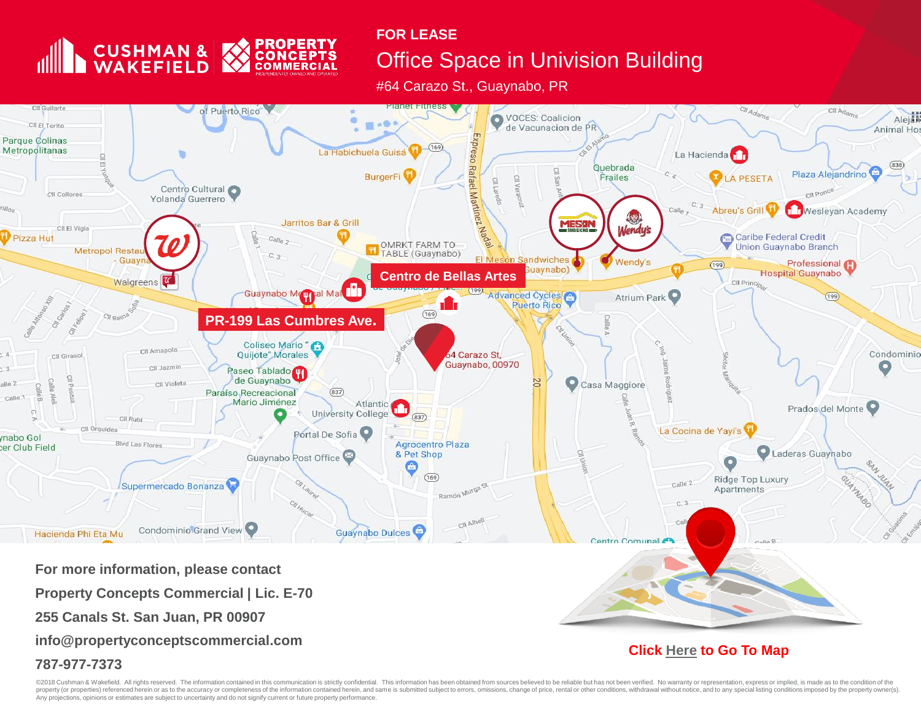**FOR LEASE**

# Office Space in Univision Building

#64 Carazo St., Guaynabo, PR

**Centro de Bellas Artes**

**PR-199 Las Cumbres Ave.**

64 Carazo St, Guaynabo, 00970

**For more information, please contact**

**Property Concepts Commercial | Lic. E-70**

**255 Canals St. San Juan, PR 00907**

**info@propertyconceptscommercial.com**

**787-977-7373**

**Click Here to Go To Map**

©2018 Cushman & Wakefield. All rights reserved. The information contained in this communication is strictly confidential. This information has been obtained from sources believed to be reliable but has not been verified. No warranty or representation, express or implied, is made as to the condition of the property (or properties) referenced herein or as to the accuracy or completeness of the information contained herein, and same is submitted subject to errors, omissions, change of price, rental or other conditions, withdrawal without notice, and to any special listing conditions imposed by the property owner(s). Any projections, opinions or estimates are subject to uncertainty and do not signify current or future property performance.